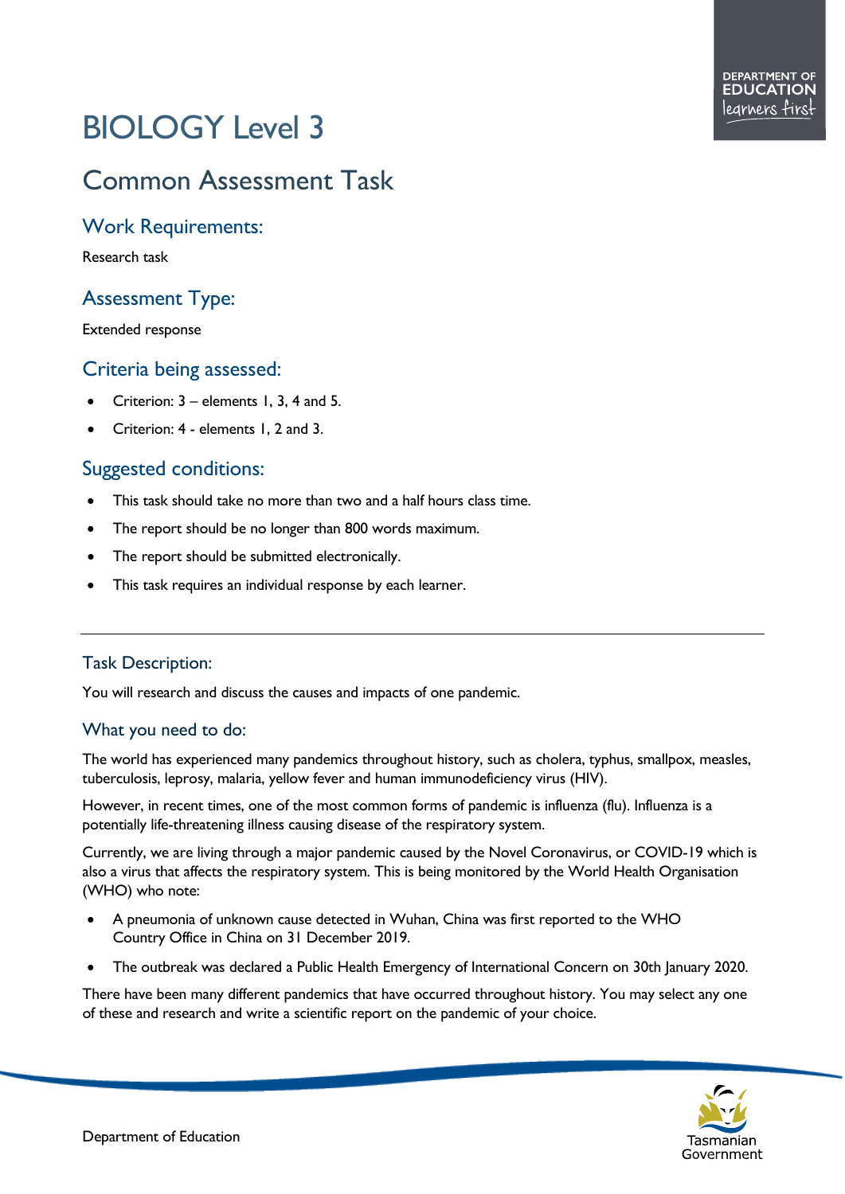# BIOLOGY Level 3

## Common Assessment Task

### Work Requirements:

Research task

### Assessment Type:

Extended response

### Criteria being assessed:

- Criterion: 3 – elements 1, 3, 4 and 5.
- Criterion: 4 - elements 1, 2 and 3.

### Suggested conditions:

- This task should take no more than two and a half hours class time.
- The report should be no longer than 800 words maximum.
- The report should be submitted electronically.
- This task requires an individual response by each learner.

---

### Task Description:

You will research and discuss the causes and impacts of one pandemic.

### What you need to do:

The world has experienced many pandemics throughout history, such as cholera, typhus, smallpox, measles, tuberculosis, leprosy, malaria, yellow fever and human immunodeficiency virus (HIV).

However, in recent times, one of the most common forms of pandemic is influenza (flu). Influenza is a potentially life-threatening illness causing disease of the respiratory system.

Currently, we are living through a major pandemic caused by the Novel Coronavirus, or COVID-19 which is also a virus that affects the respiratory system. This is being monitored by the World Health Organisation (WHO) who note:

- A pneumonia of unknown cause detected in Wuhan, China was first reported to the WHO Country Office in China on 31 December 2019.
- The outbreak was declared a Public Health Emergency of International Concern on 30th January 2020.

There have been many different pandemics that have occurred throughout history. You may select any one of these and research and write a scientific report on the pandemic of your choice.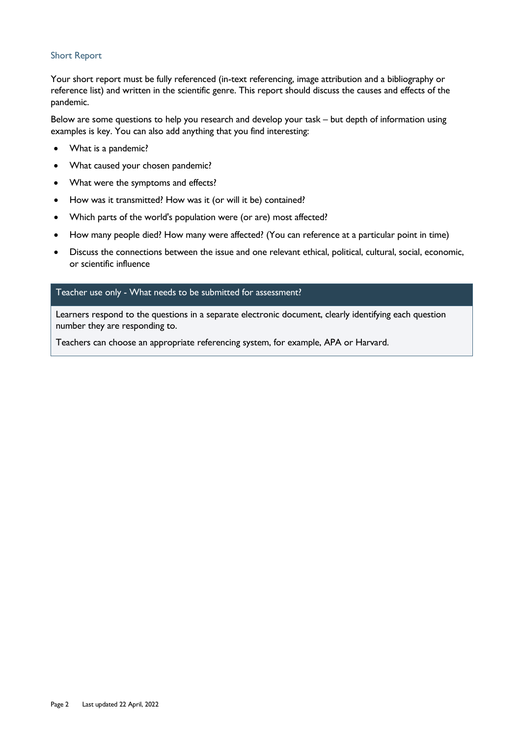## Short Report

Your short report must be fully referenced (in-text referencing, image attribution and a bibliography or reference list) and written in the scientific genre. This report should discuss the causes and effects of the pandemic.

Below are some questions to help you research and develop your task – but depth of information using examples is key. You can also add anything that you find interesting:

- What is a pandemic?
- What caused your chosen pandemic?
- What were the symptoms and effects?
- How was it transmitted? How was it (or will it be) contained?
- Which parts of the world's population were (or are) most affected?
- How many people died? How many were affected? (You can reference at a particular point in time)
- Discuss the connections between the issue and one relevant ethical, political, cultural, social, economic, or scientific influence

| Teacher use only - What needs to be submitted for assessment? |
| --- |
| Learners respond to the questions in a separate electronic document, clearly identifying each question number they are responding to.<br><br>Teachers can choose an appropriate referencing system, for example, APA or Harvard. |